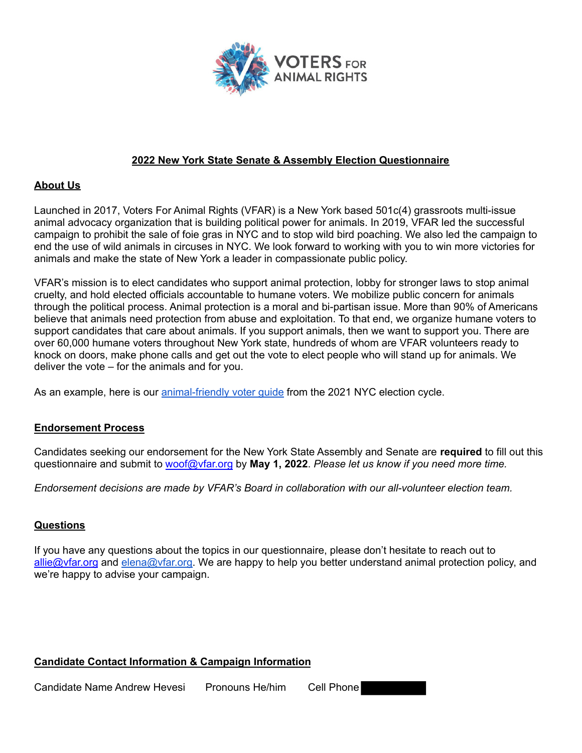VOTERS FOR ANIMAL RIGHTS

## 2022 New York State Senate & Assembly Election Questionnaire

### About Us

Launched in 2017, Voters For Animal Rights (VFAR) is a New York based 501c(4) grassroots multi-issue animal advocacy organization that is building political power for animals. In 2019, VFAR led the successful campaign to prohibit the sale of foie gras in NYC and to stop wild bird poaching. We also led the campaign to end the use of wild animals in circuses in NYC. We look forward to working with you to win more victories for animals and make the state of New York a leader in compassionate public policy.

VFAR's mission is to elect candidates who support animal protection, lobby for stronger laws to stop animal cruelty, and hold elected officials accountable to humane voters. We mobilize public concern for animals through the political process. Animal protection is a moral and bi-partisan issue. More than 90% of Americans believe that animals need protection from abuse and exploitation. To that end, we organize humane voters to support candidates that care about animals. If you support animals, then we want to support you. There are over 60,000 humane voters throughout New York state, hundreds of whom are VFAR volunteers ready to knock on doors, make phone calls and get out the vote to elect people who will stand up for animals. We deliver the vote – for the animals and for you.

As an example, here is our animal-friendly voter guide from the 2021 NYC election cycle.

### Endorsement Process

Candidates seeking our endorsement for the New York State Assembly and Senate are **required** to fill out this questionnaire and submit to woof@vfar.org by **May 1, 2022**. *Please let us know if you need more time.*

*Endorsement decisions are made by VFAR's Board in collaboration with our all-volunteer election team.*

### Questions

If you have any questions about the topics in our questionnaire, please don't hesitate to reach out to allie@vfar.org and elena@vfar.org. We are happy to help you better understand animal protection policy, and we're happy to advise your campaign.

### Candidate Contact Information & Campaign Information

Candidate Name Andrew Hevesi Pronouns He/him Cell Phone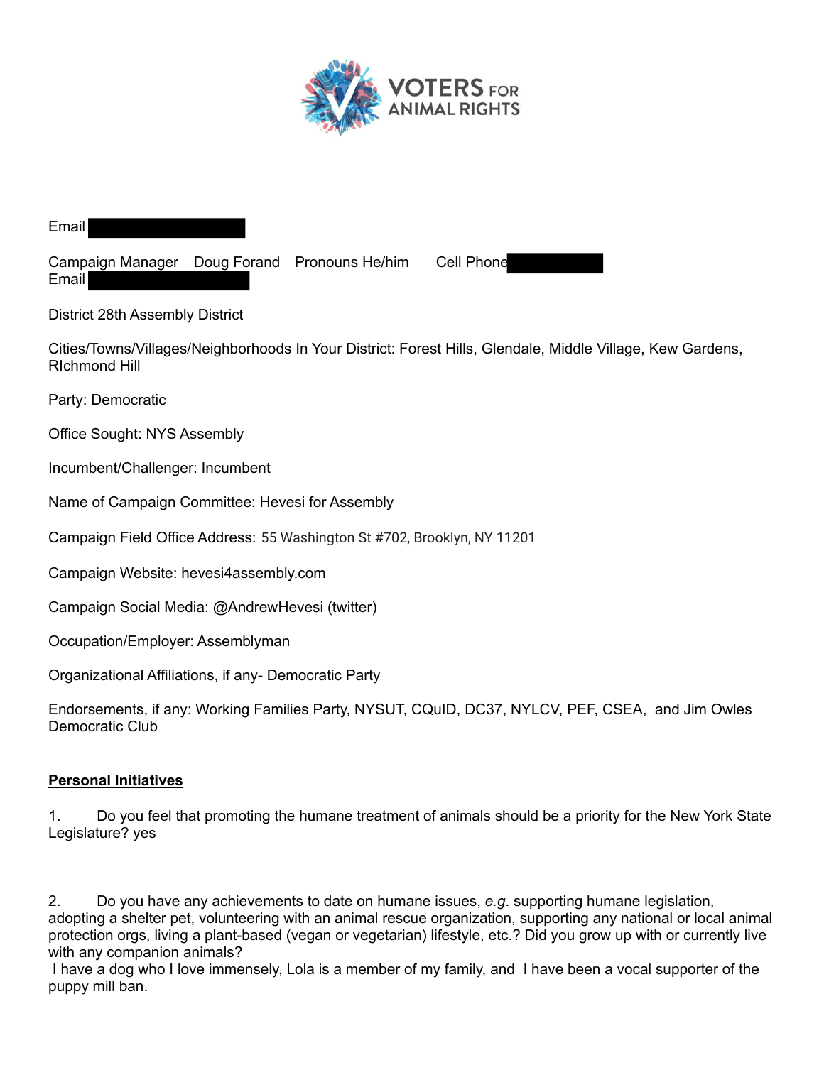VOTERS FOR ANIMAL RIGHTS

Email

Campaign Manager Doug Forand Pronouns He/him Cell Phone
Email

District 28th Assembly District

Cities/Towns/Villages/Neighborhoods In Your District: Forest Hills, Glendale, Middle Village, Kew Gardens, RIchmond Hill

Party: Democratic

Office Sought: NYS Assembly

Incumbent/Challenger: Incumbent

Name of Campaign Committee: Hevesi for Assembly

Campaign Field Office Address: 55 Washington St #702, Brooklyn, NY 11201

Campaign Website: hevesi4assembly.com

Campaign Social Media: @AndrewHevesi (twitter)

Occupation/Employer: Assemblyman

Organizational Affiliations, if any- Democratic Party

Endorsements, if any: Working Families Party, NYSUT, CQuID, DC37, NYLCV, PEF, CSEA, and Jim Owles Democratic Club

**<u>Personal Initiatives</u>**

1. Do you feel that promoting the humane treatment of animals should be a priority for the New York State Legislature? yes

2. Do you have any achievements to date on humane issues, *e.g.* supporting humane legislation, adopting a shelter pet, volunteering with an animal rescue organization, supporting any national or local animal protection orgs, living a plant-based (vegan or vegetarian) lifestyle, etc.? Did you grow up with or currently live with any companion animals?
I have a dog who I love immensely, Lola is a member of my family, and I have been a vocal supporter of the puppy mill ban.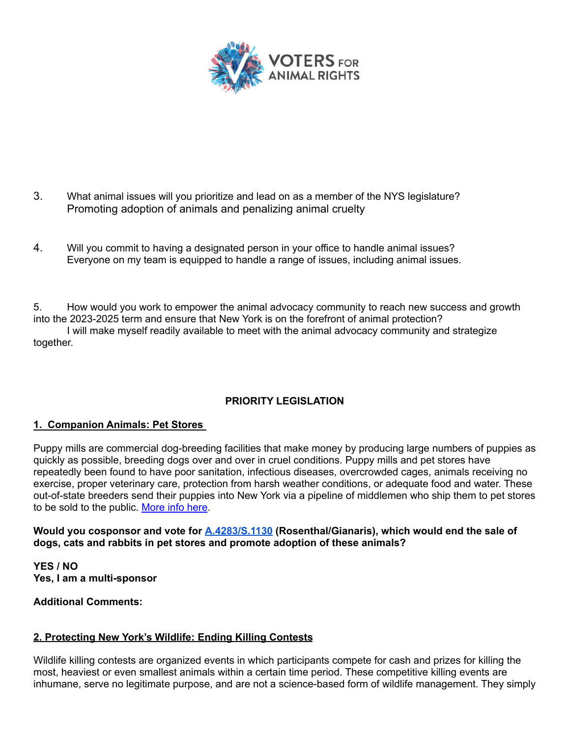3. What animal issues will you prioritize and lead on as a member of the NYS legislature?
   Promoting adoption of animals and penalizing animal cruelty

4. Will you commit to having a designated person in your office to handle animal issues?
   Everyone on my team is equipped to handle a range of issues, including animal issues.

5. How would you work to empower the animal advocacy community to reach new success and growth into the 2023-2025 term and ensure that New York is on the forefront of animal protection?
   I will make myself readily available to meet with the animal advocacy community and strategize together.

## PRIORITY LEGISLATION

### 1. Companion Animals: Pet Stores

Puppy mills are commercial dog-breeding facilities that make money by producing large numbers of puppies as quickly as possible, breeding dogs over and over in cruel conditions. Puppy mills and pet stores have repeatedly been found to have poor sanitation, infectious diseases, overcrowded cages, animals receiving no exercise, proper veterinary care, protection from harsh weather conditions, or adequate food and water. These out-of-state breeders send their puppies into New York via a pipeline of middlemen who ship them to pet stores to be sold to the public. More info here.

**Would you cosponsor and vote for A.4283/S.1130 (Rosenthal/Gianaris), which would end the sale of dogs, cats and rabbits in pet stores and promote adoption of these animals?**

**YES / NO**
**Yes, I am a multi-sponsor**

**Additional Comments:**

### 2. Protecting New York's Wildlife: Ending Killing Contests

Wildlife killing contests are organized events in which participants compete for cash and prizes for killing the most, heaviest or even smallest animals within a certain time period. These competitive killing events are inhumane, serve no legitimate purpose, and are not a science-based form of wildlife management. They simply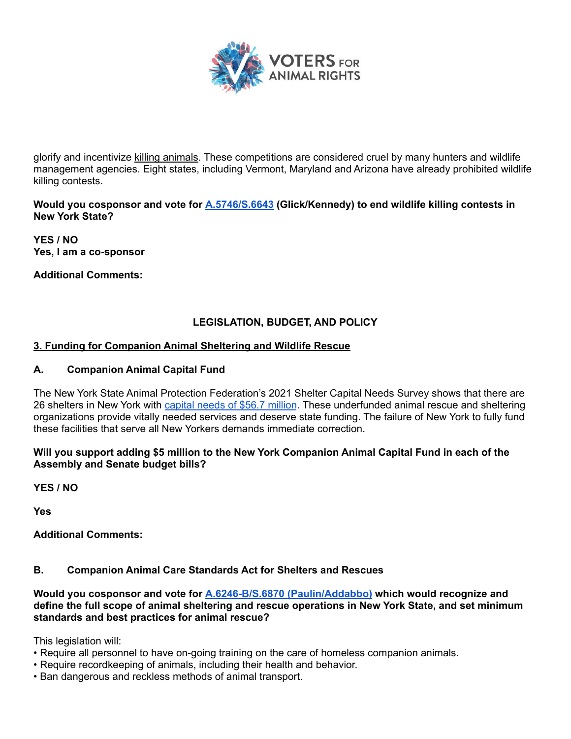glorify and incentivize killing animals. These competitions are considered cruel by many hunters and wildlife management agencies. Eight states, including Vermont, Maryland and Arizona have already prohibited wildlife killing contests.

**Would you cosponsor and vote for A.5746/S.6643 (Glick/Kennedy) to end wildlife killing contests in New York State?**

**YES / NO**
**Yes, I am a co-sponsor**

**Additional Comments:**

## LEGISLATION, BUDGET, AND POLICY

### 3. Funding for Companion Animal Sheltering and Wildlife Rescue

#### A. Companion Animal Capital Fund

The New York State Animal Protection Federation's 2021 Shelter Capital Needs Survey shows that there are 26 shelters in New York with capital needs of $56.7 million. These underfunded animal rescue and sheltering organizations provide vitally needed services and deserve state funding. The failure of New York to fully fund these facilities that serve all New Yorkers demands immediate correction.

**Will you support adding $5 million to the New York Companion Animal Capital Fund in each of the Assembly and Senate budget bills?**

**YES / NO**

**Yes**

**Additional Comments:**

#### B. Companion Animal Care Standards Act for Shelters and Rescues

**Would you cosponsor and vote for A.6246-B/S.6870 (Paulin/Addabbo) which would recognize and define the full scope of animal sheltering and rescue operations in New York State, and set minimum standards and best practices for animal rescue?**

This legislation will:

- Require all personnel to have on-going training on the care of homeless companion animals.
- Require recordkeeping of animals, including their health and behavior.
- Ban dangerous and reckless methods of animal transport.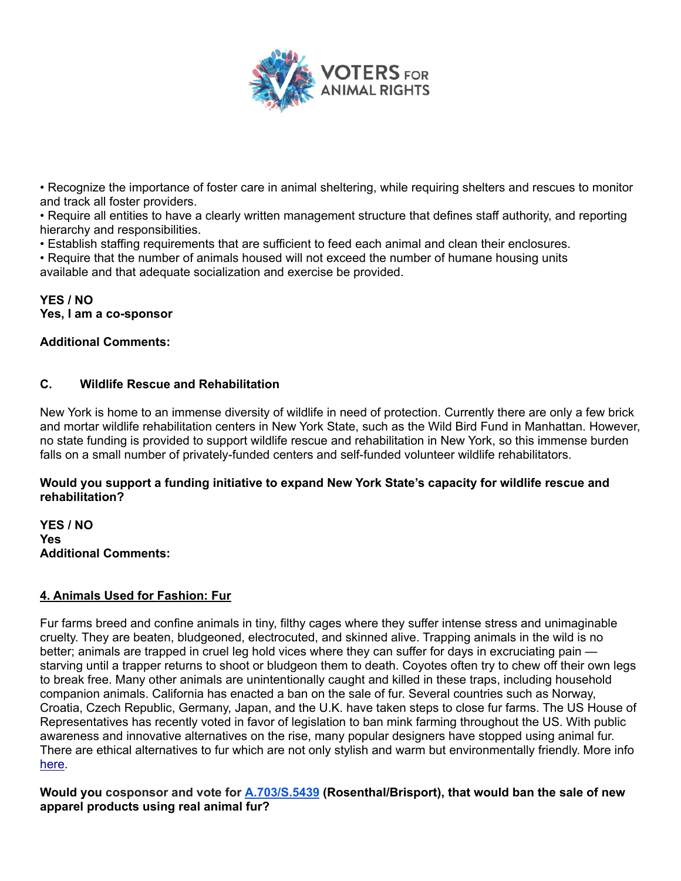• Recognize the importance of foster care in animal sheltering, while requiring shelters and rescues to monitor and track all foster providers.
• Require all entities to have a clearly written management structure that defines staff authority, and reporting hierarchy and responsibilities.
• Establish staffing requirements that are sufficient to feed each animal and clean their enclosures.
• Require that the number of animals housed will not exceed the number of humane housing units available and that adequate socialization and exercise be provided.

**YES / NO**
**Yes, I am a co-sponsor**

**Additional Comments:**

### C. Wildlife Rescue and Rehabilitation

New York is home to an immense diversity of wildlife in need of protection. Currently there are only a few brick and mortar wildlife rehabilitation centers in New York State, such as the Wild Bird Fund in Manhattan. However, no state funding is provided to support wildlife rescue and rehabilitation in New York, so this immense burden falls on a small number of privately-funded centers and self-funded volunteer wildlife rehabilitators.

**Would you support a funding initiative to expand New York State's capacity for wildlife rescue and rehabilitation?**

**YES / NO**
**Yes**
**Additional Comments:**

## 4. Animals Used for Fashion: Fur

Fur farms breed and confine animals in tiny, filthy cages where they suffer intense stress and unimaginable cruelty. They are beaten, bludgeoned, electrocuted, and skinned alive. Trapping animals in the wild is no better; animals are trapped in cruel leg hold vices where they can suffer for days in excruciating pain — starving until a trapper returns to shoot or bludgeon them to death. Coyotes often try to chew off their own legs to break free. Many other animals are unintentionally caught and killed in these traps, including household companion animals. California has enacted a ban on the sale of fur. Several countries such as Norway, Croatia, Czech Republic, Germany, Japan, and the U.K. have taken steps to close fur farms. The US House of Representatives has recently voted in favor of legislation to ban mink farming throughout the US. With public awareness and innovative alternatives on the rise, many popular designers have stopped using animal fur. There are ethical alternatives to fur which are not only stylish and warm but environmentally friendly. More info here.

**Would you cosponsor and vote for A.703/S.5439 (Rosenthal/Brisport), that would ban the sale of new apparel products using real animal fur?**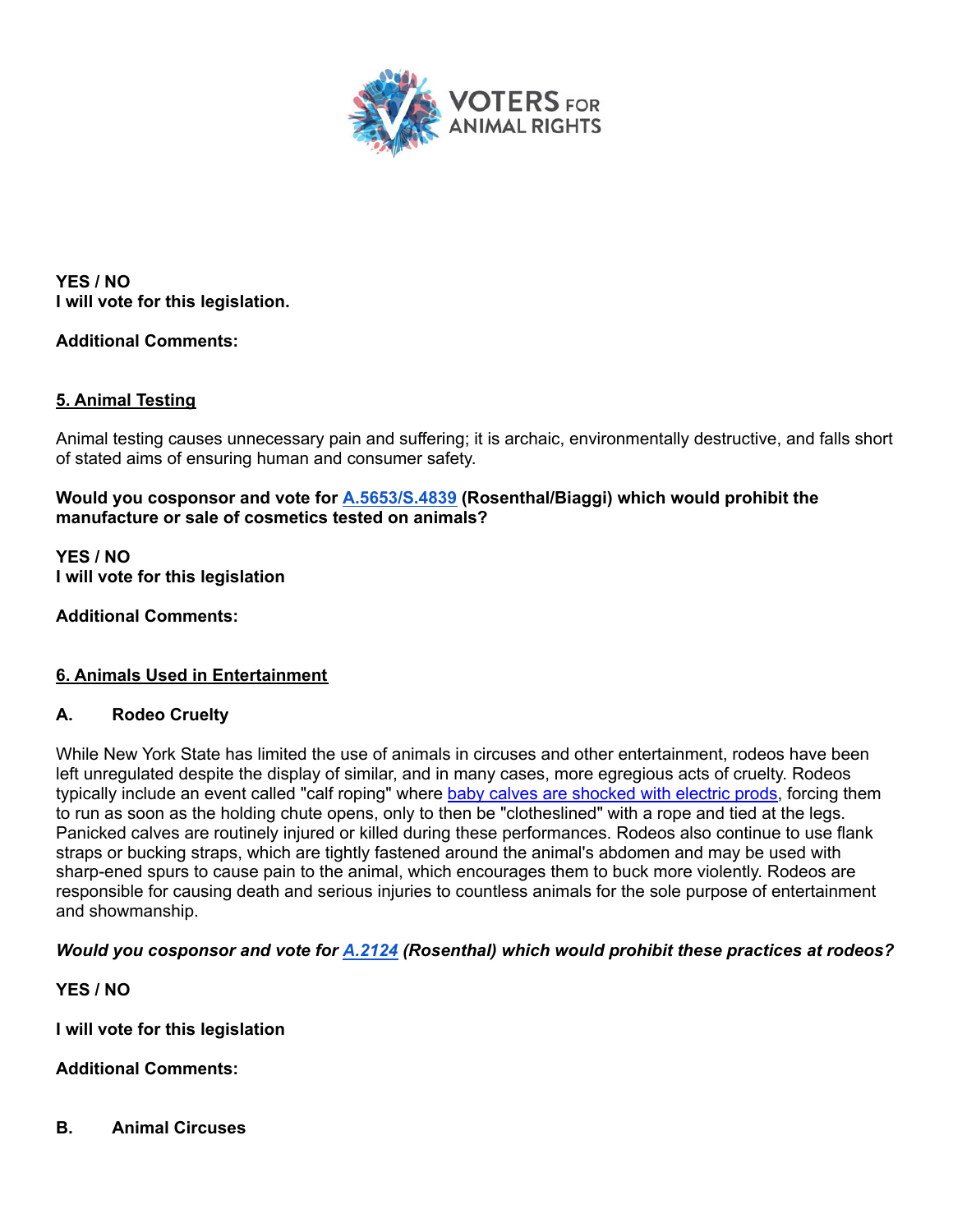**YES / NO**
**I will vote for this legislation.**

**Additional Comments:**

**5. Animal Testing**

Animal testing causes unnecessary pain and suffering; it is archaic, environmentally destructive, and falls short of stated aims of ensuring human and consumer safety.

**Would you cosponsor and vote for A.5653/S.4839 (Rosenthal/Biaggi) which would prohibit the manufacture or sale of cosmetics tested on animals?**

**YES / NO**
**I will vote for this legislation**

**Additional Comments:**

**6. Animals Used in Entertainment**

**A. Rodeo Cruelty**

While New York State has limited the use of animals in circuses and other entertainment, rodeos have been left unregulated despite the display of similar, and in many cases, more egregious acts of cruelty. Rodeos typically include an event called "calf roping" where baby calves are shocked with electric prods, forcing them to run as soon as the holding chute opens, only to then be "clotheslined" with a rope and tied at the legs. Panicked calves are routinely injured or killed during these performances. Rodeos also continue to use flank straps or bucking straps, which are tightly fastened around the animal's abdomen and may be used with sharp-ened spurs to cause pain to the animal, which encourages them to buck more violently. Rodeos are responsible for causing death and serious injuries to countless animals for the sole purpose of entertainment and showmanship.

***Would you cosponsor and vote for A.2124 (Rosenthal) which would prohibit these practices at rodeos?***

**YES / NO**

**I will vote for this legislation**

**Additional Comments:**

**B. Animal Circuses**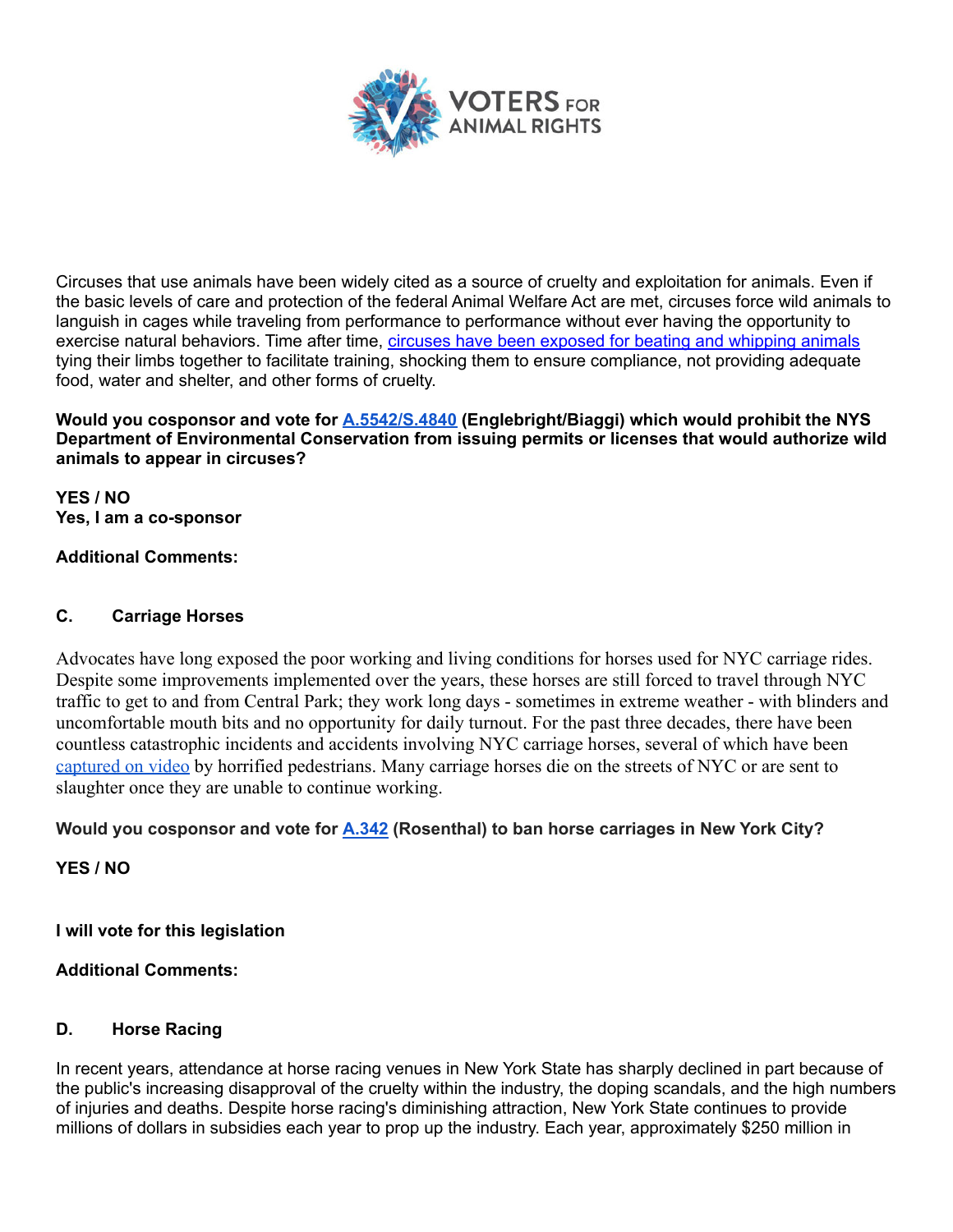Circuses that use animals have been widely cited as a source of cruelty and exploitation for animals. Even if the basic levels of care and protection of the federal Animal Welfare Act are met, circuses force wild animals to languish in cages while traveling from performance to performance without ever having the opportunity to exercise natural behaviors. Time after time, circuses have been exposed for beating and whipping animals tying their limbs together to facilitate training, shocking them to ensure compliance, not providing adequate food, water and shelter, and other forms of cruelty.

**Would you cosponsor and vote for A.5542/S.4840 (Englebright/Biaggi) which would prohibit the NYS Department of Environmental Conservation from issuing permits or licenses that would authorize wild animals to appear in circuses?**

**YES / NO**
**Yes, I am a co-sponsor**

**Additional Comments:**

### C. Carriage Horses

Advocates have long exposed the poor working and living conditions for horses used for NYC carriage rides. Despite some improvements implemented over the years, these horses are still forced to travel through NYC traffic to get to and from Central Park; they work long days - sometimes in extreme weather - with blinders and uncomfortable mouth bits and no opportunity for daily turnout. For the past three decades, there have been countless catastrophic incidents and accidents involving NYC carriage horses, several of which have been captured on video by horrified pedestrians. Many carriage horses die on the streets of NYC or are sent to slaughter once they are unable to continue working.

**Would you cosponsor and vote for A.342 (Rosenthal) to ban horse carriages in New York City?**

**YES / NO**

**I will vote for this legislation**

**Additional Comments:**

### D. Horse Racing

In recent years, attendance at horse racing venues in New York State has sharply declined in part because of the public's increasing disapproval of the cruelty within the industry, the doping scandals, and the high numbers of injuries and deaths. Despite horse racing's diminishing attraction, New York State continues to provide millions of dollars in subsidies each year to prop up the industry. Each year, approximately $250 million in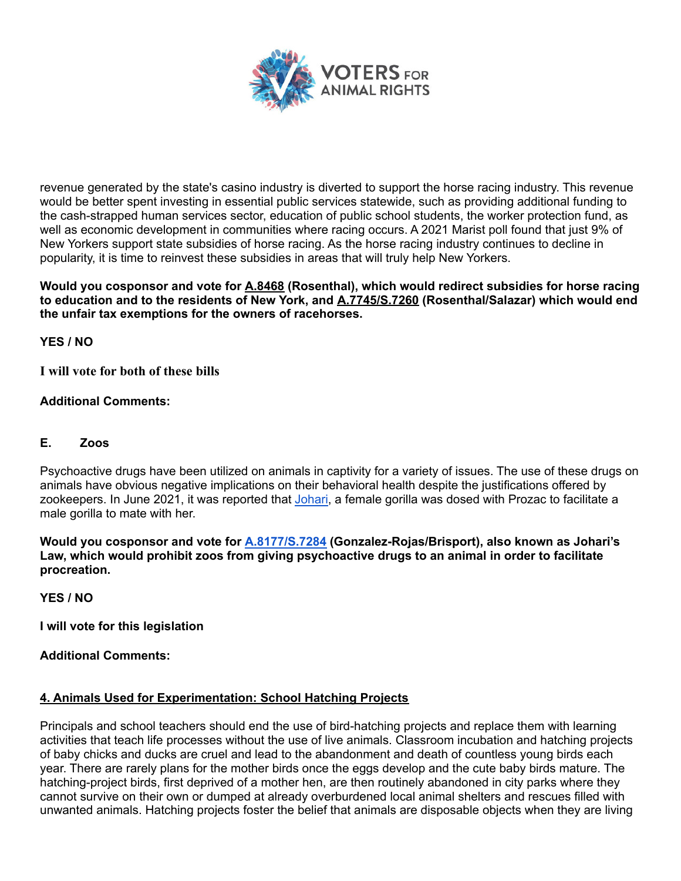revenue generated by the state's casino industry is diverted to support the horse racing industry. This revenue would be better spent investing in essential public services statewide, such as providing additional funding to the cash-strapped human services sector, education of public school students, the worker protection fund, as well as economic development in communities where racing occurs. A 2021 Marist poll found that just 9% of New Yorkers support state subsidies of horse racing. As the horse racing industry continues to decline in popularity, it is time to reinvest these subsidies in areas that will truly help New Yorkers.

**Would you cosponsor and vote for A.8468 (Rosenthal), which would redirect subsidies for horse racing to education and to the residents of New York, and A.7745/S.7260 (Rosenthal/Salazar) which would end the unfair tax exemptions for the owners of racehorses.**

**YES / NO**

**I will vote for both of these bills**

**Additional Comments:**

**E. Zoos**

Psychoactive drugs have been utilized on animals in captivity for a variety of issues. The use of these drugs on animals have obvious negative implications on their behavioral health despite the justifications offered by zookeepers. In June 2021, it was reported that Johari, a female gorilla was dosed with Prozac to facilitate a male gorilla to mate with her.

**Would you cosponsor and vote for A.8177/S.7284 (Gonzalez-Rojas/Brisport), also known as Johari's Law, which would prohibit zoos from giving psychoactive drugs to an animal in order to facilitate procreation.**

**YES / NO**

**I will vote for this legislation**

**Additional Comments:**

## 4. Animals Used for Experimentation: School Hatching Projects

Principals and school teachers should end the use of bird-hatching projects and replace them with learning activities that teach life processes without the use of live animals. Classroom incubation and hatching projects of baby chicks and ducks are cruel and lead to the abandonment and death of countless young birds each year. There are rarely plans for the mother birds once the eggs develop and the cute baby birds mature. The hatching-project birds, first deprived of a mother hen, are then routinely abandoned in city parks where they cannot survive on their own or dumped at already overburdened local animal shelters and rescues filled with unwanted animals. Hatching projects foster the belief that animals are disposable objects when they are living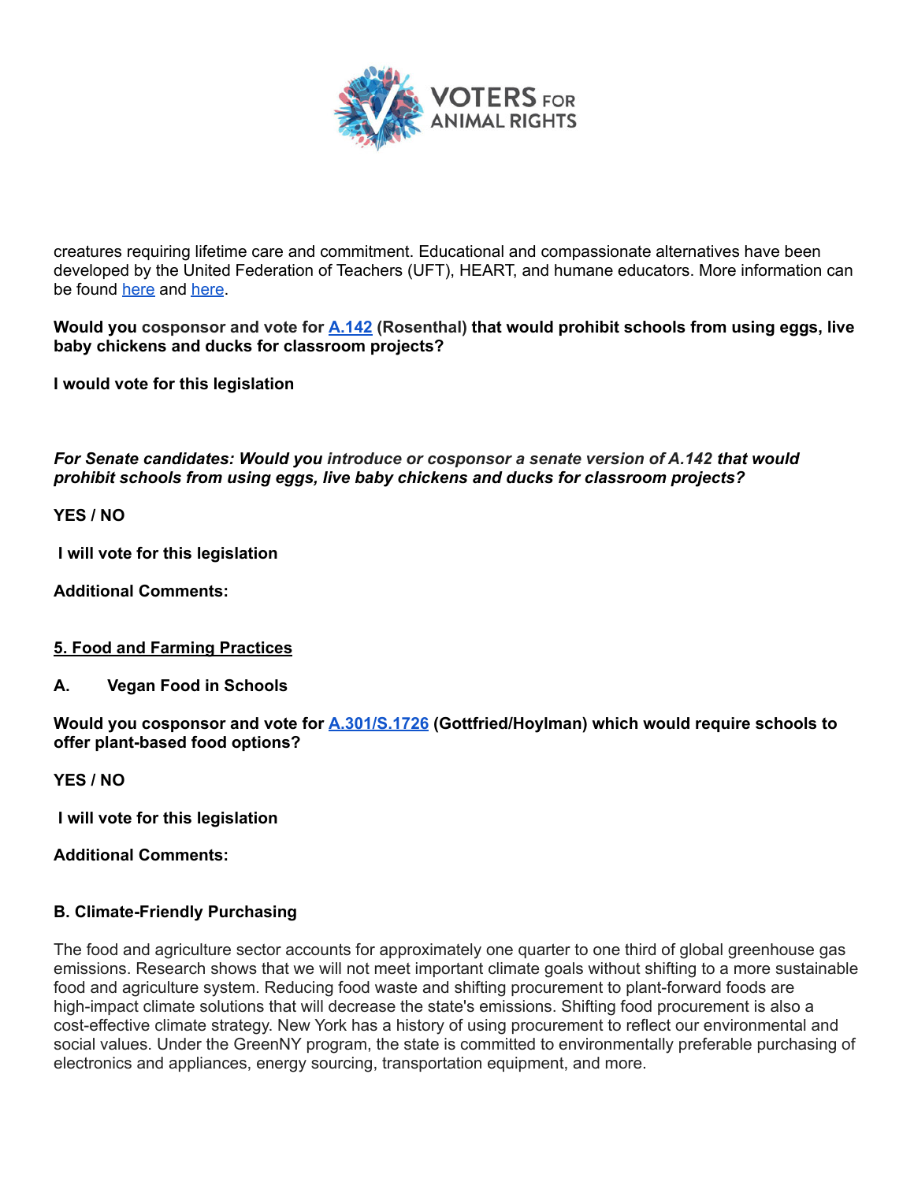creatures requiring lifetime care and commitment. Educational and compassionate alternatives have been developed by the United Federation of Teachers (UFT), HEART, and humane educators. More information can be found here and here.

**Would you cosponsor and vote for A.142 (Rosenthal) that would prohibit schools from using eggs, live baby chickens and ducks for classroom projects?**

**I would vote for this legislation**

***For Senate candidates: Would you introduce or cosponsor a senate version of A.142 that would prohibit schools from using eggs, live baby chickens and ducks for classroom projects?***

**YES / NO**

**I will vote for this legislation**

**Additional Comments:**

## 5. Food and Farming Practices

### A. Vegan Food in Schools

**Would you cosponsor and vote for A.301/S.1726 (Gottfried/Hoylman) which would require schools to offer plant-based food options?**

**YES / NO**

**I will vote for this legislation**

**Additional Comments:**

### B. Climate-Friendly Purchasing

The food and agriculture sector accounts for approximately one quarter to one third of global greenhouse gas emissions. Research shows that we will not meet important climate goals without shifting to a more sustainable food and agriculture system. Reducing food waste and shifting procurement to plant-forward foods are high-impact climate solutions that will decrease the state's emissions. Shifting food procurement is also a cost-effective climate strategy. New York has a history of using procurement to reflect our environmental and social values. Under the GreenNY program, the state is committed to environmentally preferable purchasing of electronics and appliances, energy sourcing, transportation equipment, and more.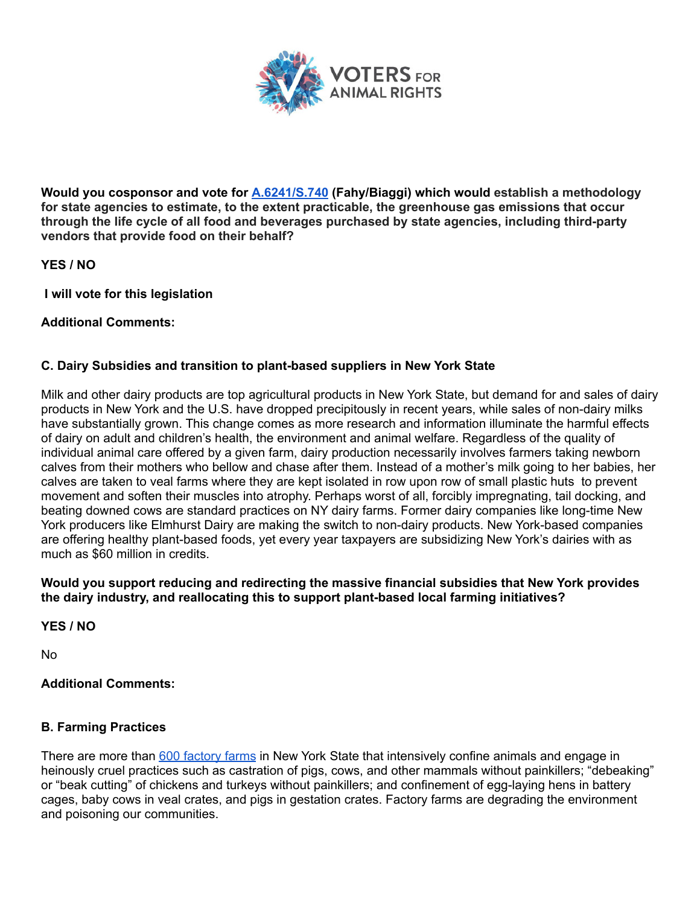**Would you cosponsor and vote for [A.6241/S.740](A.6241/S.740) (Fahy/Biaggi) which would establish a methodology for state agencies to estimate, to the extent practicable, the greenhouse gas emissions that occur through the life cycle of all food and beverages purchased by state agencies, including third-party vendors that provide food on their behalf?**

**YES / NO**

**I will vote for this legislation**

**Additional Comments:**

### C. Dairy Subsidies and transition to plant-based suppliers in New York State

Milk and other dairy products are top agricultural products in New York State, but demand for and sales of dairy products in New York and the U.S. have dropped precipitously in recent years, while sales of non-dairy milks have substantially grown. This change comes as more research and information illuminate the harmful effects of dairy on adult and children's health, the environment and animal welfare. Regardless of the quality of individual animal care offered by a given farm, dairy production necessarily involves farmers taking newborn calves from their mothers who bellow and chase after them. Instead of a mother's milk going to her babies, her calves are taken to veal farms where they are kept isolated in row upon row of small plastic huts to prevent movement and soften their muscles into atrophy. Perhaps worst of all, forcibly impregnating, tail docking, and beating downed cows are standard practices on NY dairy farms. Former dairy companies like long-time New York producers like Elmhurst Dairy are making the switch to non-dairy products. New York-based companies are offering healthy plant-based foods, yet every year taxpayers are subsidizing New York's dairies with as much as $60 million in credits.

**Would you support reducing and redirecting the massive financial subsidies that New York provides the dairy industry, and reallocating this to support plant-based local farming initiatives?**

**YES / NO**

No

**Additional Comments:**

### B. Farming Practices

There are more than 600 factory farms in New York State that intensively confine animals and engage in heinously cruel practices such as castration of pigs, cows, and other mammals without painkillers; "debeaking" or "beak cutting" of chickens and turkeys without painkillers; and confinement of egg-laying hens in battery cages, baby cows in veal crates, and pigs in gestation crates. Factory farms are degrading the environment and poisoning our communities.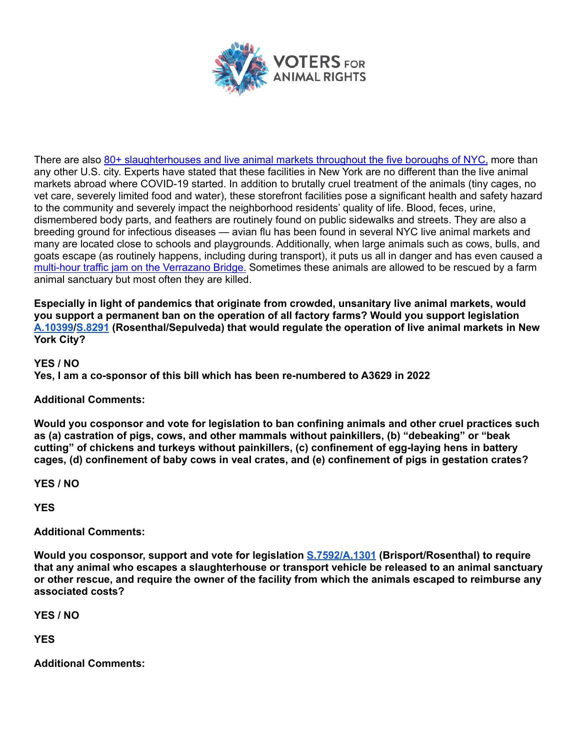There are also [80+ slaughterhouses and live animal markets throughout the five boroughs of NYC,](#) more than any other U.S. city. Experts have stated that these facilities in New York are no different than the live animal markets abroad where COVID-19 started. In addition to brutally cruel treatment of the animals (tiny cages, no vet care, severely limited food and water), these storefront facilities pose a significant health and safety hazard to the community and severely impact the neighborhood residents' quality of life. Blood, feces, urine, dismembered body parts, and feathers are routinely found on public sidewalks and streets. They are also a breeding ground for infectious diseases — avian flu has been found in several NYC live animal markets and many are located close to schools and playgrounds. Additionally, when large animals such as cows, bulls, and goats escape (as routinely happens, including during transport), it puts us all in danger and has even caused a [multi-hour traffic jam on the Verrazano Bridge.](#) Sometimes these animals are allowed to be rescued by a farm animal sanctuary but most often they are killed.

**Especially in light of pandemics that originate from crowded, unsanitary live animal markets, would you support a permanent ban on the operation of all factory farms? Would you support legislation [A.10399](#)/[S.8291](#) (Rosenthal/Sepulveda) that would regulate the operation of live animal markets in New York City?**

**YES / NO**
**Yes, I am a co-sponsor of this bill which has been re-numbered to A3629 in 2022**

**Additional Comments:**

**Would you cosponsor and vote for legislation to ban confining animals and other cruel practices such as (a) castration of pigs, cows, and other mammals without painkillers, (b) "debeaking" or "beak cutting" of chickens and turkeys without painkillers, (c) confinement of egg-laying hens in battery cages, (d) confinement of baby cows in veal crates, and (e) confinement of pigs in gestation crates?**

**YES / NO**

**YES**

**Additional Comments:**

**Would you cosponsor, support and vote for legislation [S.7592/A.1301](#) (Brisport/Rosenthal) to require that any animal who escapes a slaughterhouse or transport vehicle be released to an animal sanctuary or other rescue, and require the owner of the facility from which the animals escaped to reimburse any associated costs?**

**YES / NO**

**YES**

**Additional Comments:**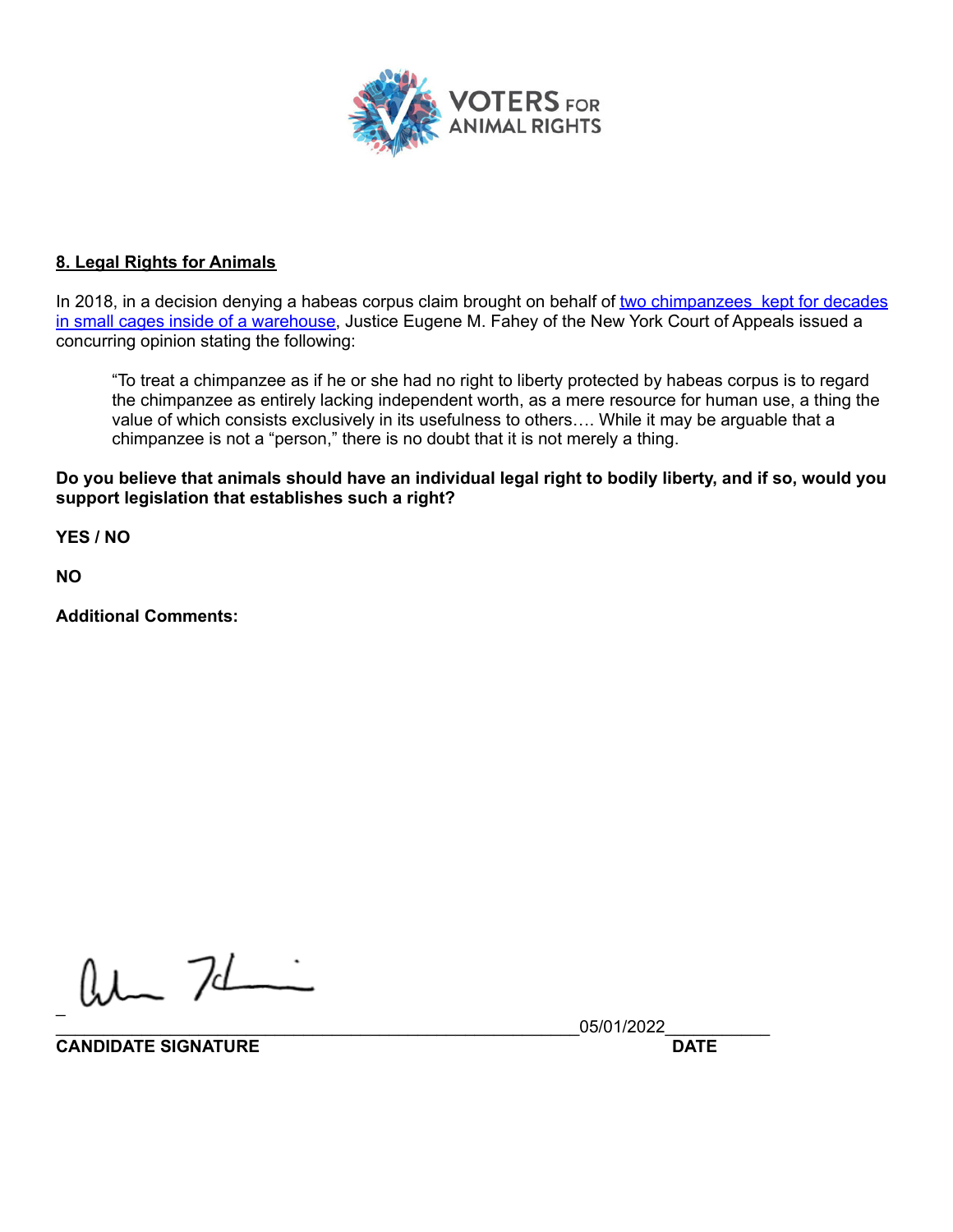VOTERS FOR ANIMAL RIGHTS

**8. Legal Rights for Animals**

In 2018, in a decision denying a habeas corpus claim brought on behalf of two chimpanzees kept for decades in small cages inside of a warehouse, Justice Eugene M. Fahey of the New York Court of Appeals issued a concurring opinion stating the following:

> "To treat a chimpanzee as if he or she had no right to liberty protected by habeas corpus is to regard the chimpanzee as entirely lacking independent worth, as a mere resource for human use, a thing the value of which consists exclusively in its usefulness to others…. While it may be arguable that a chimpanzee is not a "person," there is no doubt that it is not merely a thing.

**Do you believe that animals should have an individual legal right to bodily liberty, and if so, would you support legislation that establishes such a right?**

**YES / NO**

**NO**

**Additional Comments:**

_________________________________________________ 05/01/2022___________

**CANDIDATE SIGNATURE** **DATE**